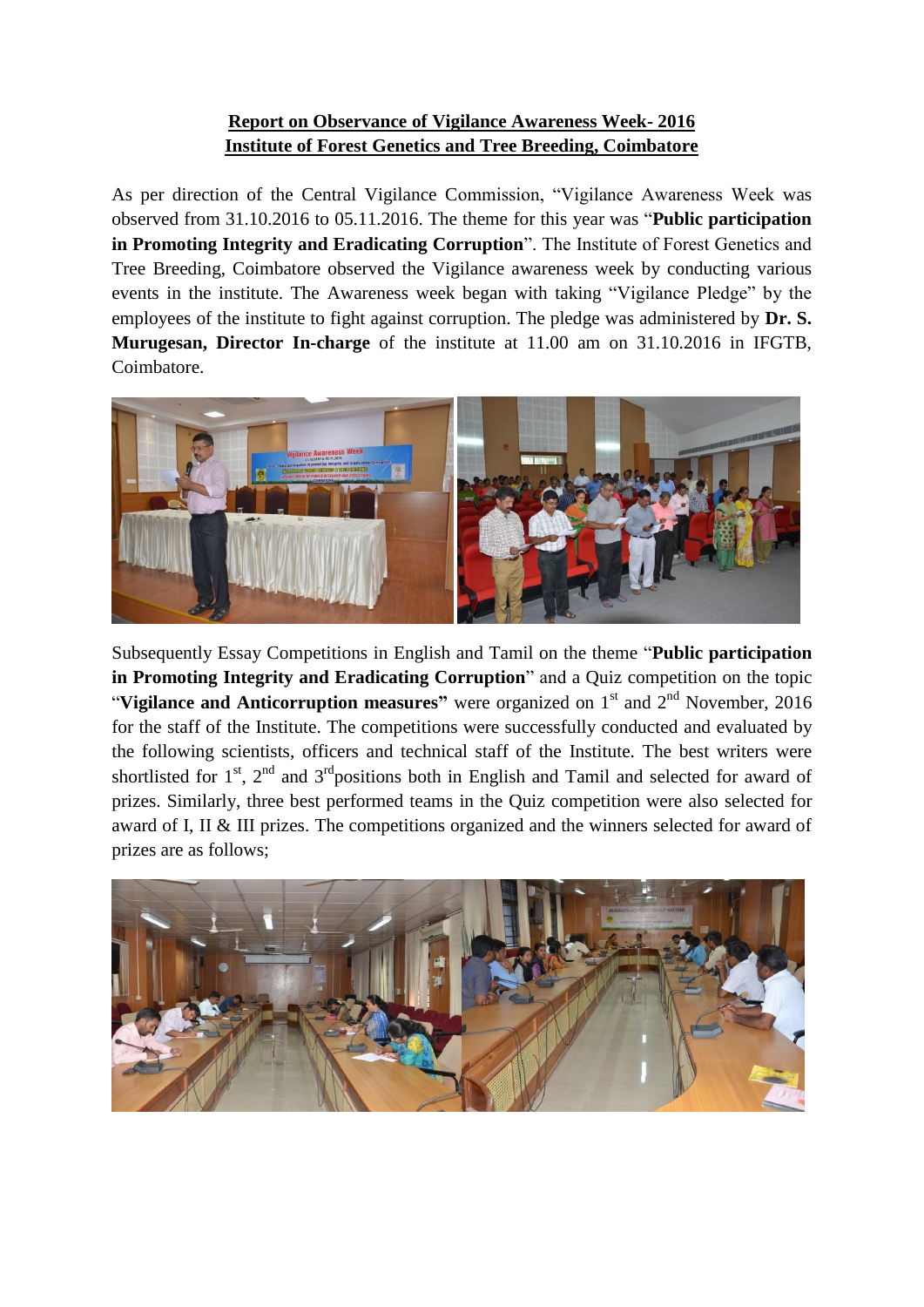**Report on Observance of Vigilance Awareness Week- 2016**
**Institute of Forest Genetics and Tree Breeding, Coimbatore**

As per direction of the Central Vigilance Commission, "Vigilance Awareness Week was observed from 31.10.2016 to 05.11.2016. The theme for this year was "**Public participation in Promoting Integrity and Eradicating Corruption**". The Institute of Forest Genetics and Tree Breeding, Coimbatore observed the Vigilance awareness week by conducting various events in the institute. The Awareness week began with taking "Vigilance Pledge" by the employees of the institute to fight against corruption. The pledge was administered by **Dr. S. Murugesan, Director In-charge** of the institute at 11.00 am on 31.10.2016 in IFGTB, Coimbatore.

Subsequently Essay Competitions in English and Tamil on the theme "**Public participation in Promoting Integrity and Eradicating Corruption**" and a Quiz competition on the topic "**Vigilance and Anticorruption measures"** were organized on 1st and 2nd November, 2016 for the staff of the Institute. The competitions were successfully conducted and evaluated by the following scientists, officers and technical staff of the Institute. The best writers were shortlisted for 1st, 2nd and 3rd positions both in English and Tamil and selected for award of prizes. Similarly, three best performed teams in the Quiz competition were also selected for award of I, II & III prizes. The competitions organized and the winners selected for award of prizes are as follows;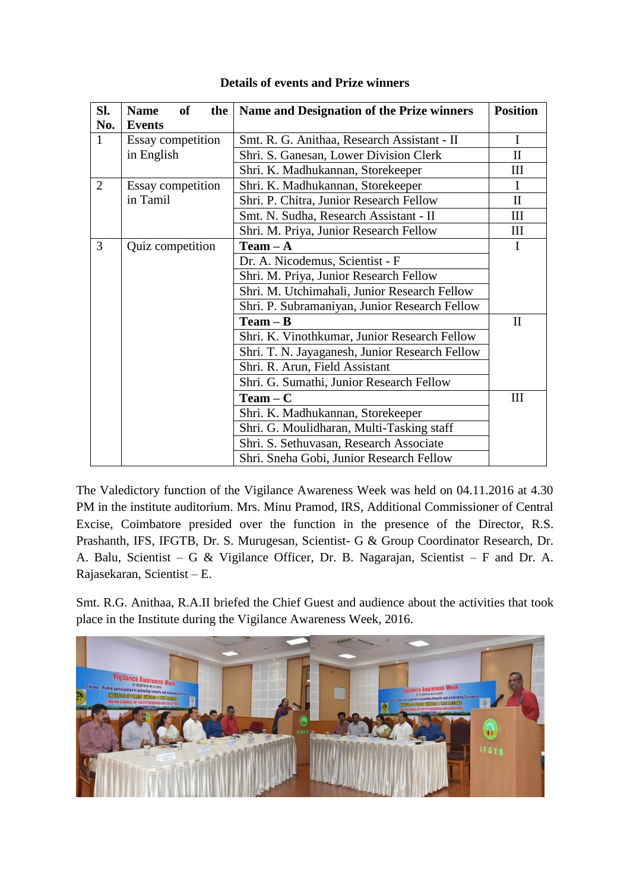**Details of events and Prize winners**

| Sl. No. | Name of the Events | Name and Designation of the Prize winners | Position |
|---|---|---|---|
| 1 | Essay competition in English | Smt. R. G. Anithaa, Research Assistant - II | I |
| | | Shri. S. Ganesan, Lower Division Clerk | II |
| | | Shri. K. Madhukannan, Storekeeper | III |
| 2 | Essay competition in Tamil | Shri. K. Madhukannan, Storekeeper | I |
| | | Shri. P. Chitra, Junior Research Fellow | II |
| | | Smt. N. Sudha, Research Assistant - II | III |
| | | Shri. M. Priya, Junior Research Fellow | III |
| 3 | Quiz competition | **Team – A** | I |
| | | Dr. A. Nicodemus, Scientist - F | |
| | | Shri. M. Priya, Junior Research Fellow | |
| | | Shri. M. Utchimahali, Junior Research Fellow | |
| | | Shri. P. Subramaniyan, Junior Research Fellow | |
| | | **Team – B** | II |
| | | Shri. K. Vinothkumar, Junior Research Fellow | |
| | | Shri. T. N. Jayaganesh, Junior Research Fellow | |
| | | Shri. R. Arun, Field Assistant | |
| | | Shri. G. Sumathi, Junior Research Fellow | |
| | | **Team – C** | III |
| | | Shri. K. Madhukannan, Storekeeper | |
| | | Shri. G. Moulidharan, Multi-Tasking staff | |
| | | Shri. S. Sethuvasan, Research Associate | |
| | | Shri. Sneha Gobi, Junior Research Fellow | |

The Valedictory function of the Vigilance Awareness Week was held on 04.11.2016 at 4.30 PM in the institute auditorium. Mrs. Minu Pramod, IRS, Additional Commissioner of Central Excise, Coimbatore presided over the function in the presence of the Director, R.S. Prashanth, IFS, IFGTB, Dr. S. Murugesan, Scientist- G & Group Coordinator Research, Dr. A. Balu, Scientist – G & Vigilance Officer, Dr. B. Nagarajan, Scientist – F and Dr. A. Rajasekaran, Scientist – E.

Smt. R.G. Anithaa, R.A.II briefed the Chief Guest and audience about the activities that took place in the Institute during the Vigilance Awareness Week, 2016.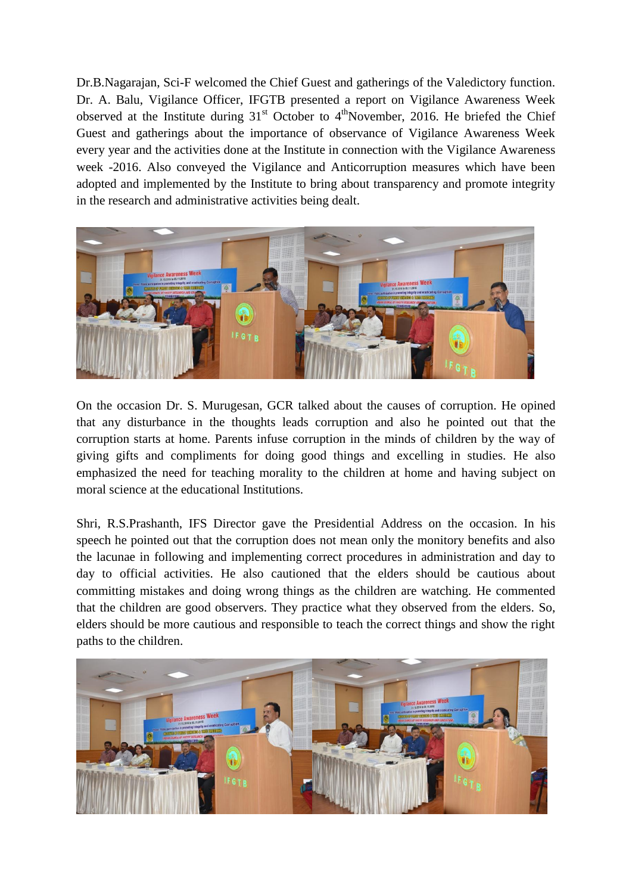Dr.B.Nagarajan, Sci-F welcomed the Chief Guest and gatherings of the Valedictory function. Dr. A. Balu, Vigilance Officer, IFGTB presented a report on Vigilance Awareness Week observed at the Institute during 31st October to 4th November, 2016. He briefed the Chief Guest and gatherings about the importance of observance of Vigilance Awareness Week every year and the activities done at the Institute in connection with the Vigilance Awareness week -2016. Also conveyed the Vigilance and Anticorruption measures which have been adopted and implemented by the Institute to bring about transparency and promote integrity in the research and administrative activities being dealt.

On the occasion Dr. S. Murugesan, GCR talked about the causes of corruption. He opined that any disturbance in the thoughts leads corruption and also he pointed out that the corruption starts at home. Parents infuse corruption in the minds of children by the way of giving gifts and compliments for doing good things and excelling in studies. He also emphasized the need for teaching morality to the children at home and having subject on moral science at the educational Institutions.

Shri, R.S.Prashanth, IFS Director gave the Presidential Address on the occasion. In his speech he pointed out that the corruption does not mean only the monitory benefits and also the lacunae in following and implementing correct procedures in administration and day to day to official activities. He also cautioned that the elders should be cautious about committing mistakes and doing wrong things as the children are watching. He commented that the children are good observers. They practice what they observed from the elders. So, elders should be more cautious and responsible to teach the correct things and show the right paths to the children.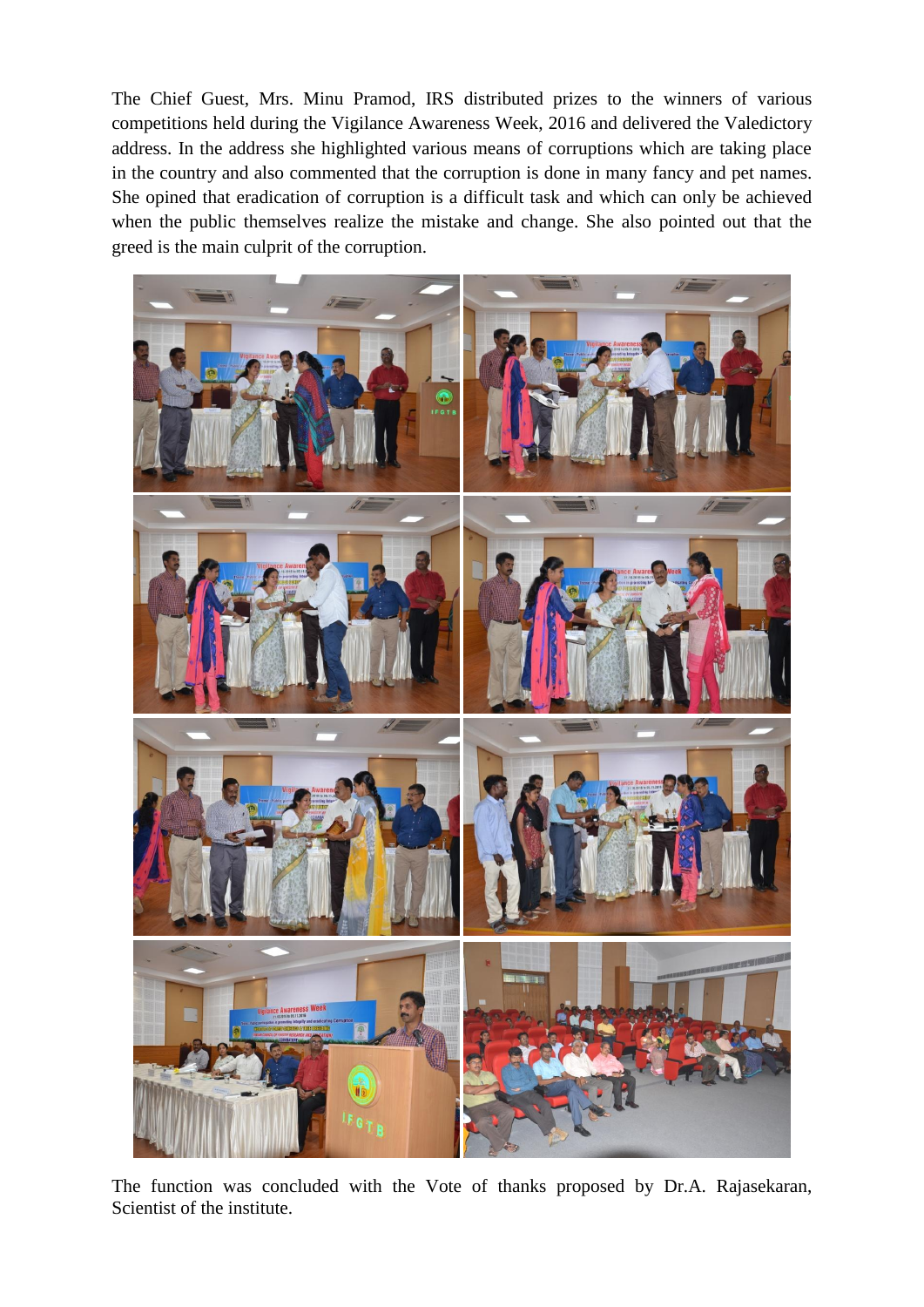The Chief Guest, Mrs. Minu Pramod, IRS distributed prizes to the winners of various competitions held during the Vigilance Awareness Week, 2016 and delivered the Valedictory address. In the address she highlighted various means of corruptions which are taking place in the country and also commented that the corruption is done in many fancy and pet names. She opined that eradication of corruption is a difficult task and which can only be achieved when the public themselves realize the mistake and change. She also pointed out that the greed is the main culprit of the corruption.

The function was concluded with the Vote of thanks proposed by Dr.A. Rajasekaran, Scientist of the institute.